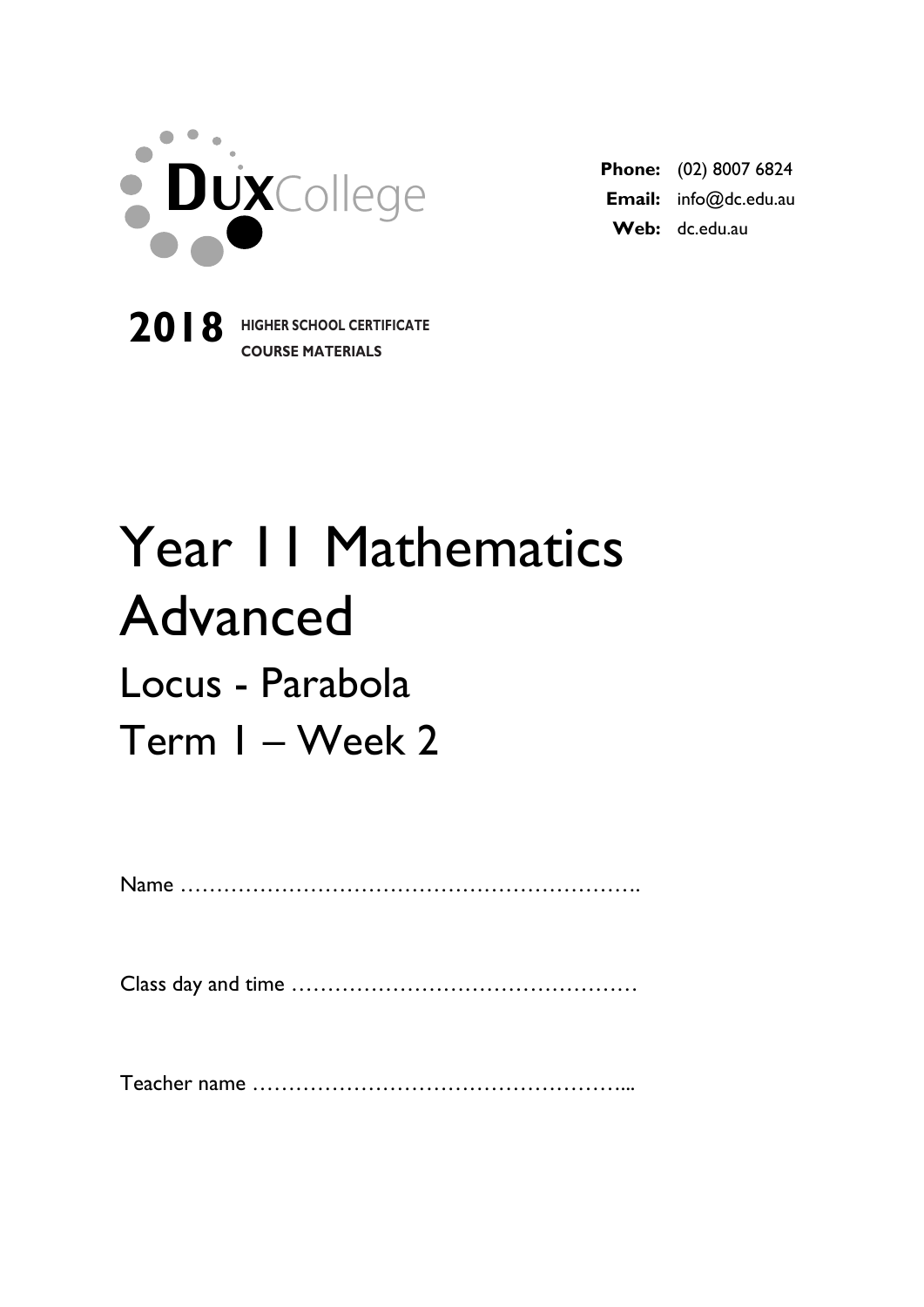DUX College

**Phone:** (02) 8007 6824
**Email:** info@dc.edu.au
**Web:** dc.edu.au

**2018** **HIGHER SCHOOL CERTIFICATE COURSE MATERIALS**

# Year 11 Mathematics Advanced

## Locus - Parabola

## Term 1 – Week 2

Name ……………………………………………………….

Class day and time …………………………………………

Teacher name ……………………………………………...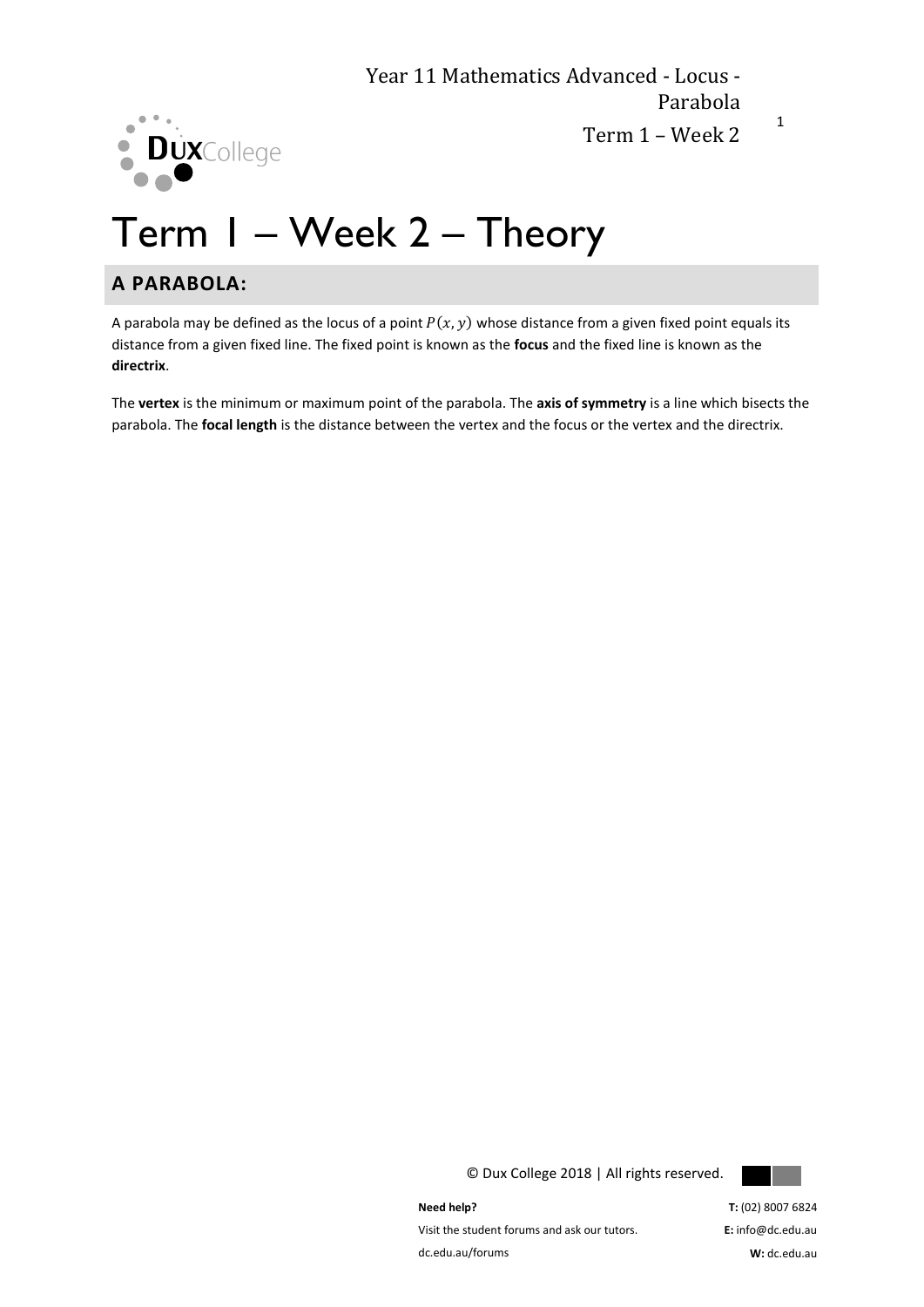# Term 1 – Week 2 – Theory

## A PARABOLA:

A parabola may be defined as the locus of a point $P(x, y)$ whose distance from a given fixed point equals its distance from a given fixed line. The fixed point is known as the **focus** and the fixed line is known as the **directrix**.

The **vertex** is the minimum or maximum point of the parabola. The **axis of symmetry** is a line which bisects the parabola. The **focal length** is the distance between the vertex and the focus or the vertex and the directrix.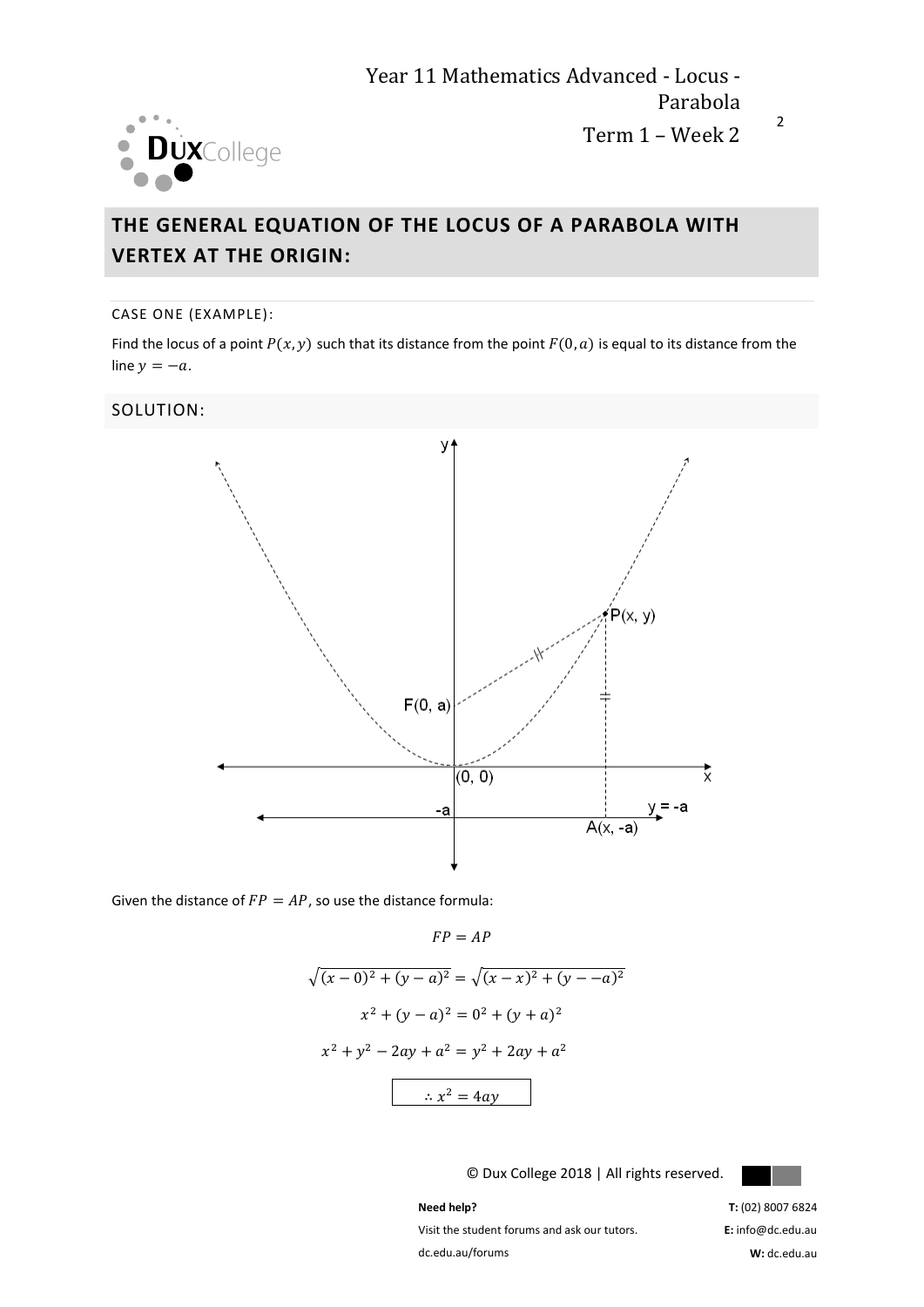## THE GENERAL EQUATION OF THE LOCUS OF A PARABOLA WITH VERTEX AT THE ORIGIN:

### CASE ONE (EXAMPLE):

Find the locus of a point $P(x, y)$ such that its distance from the point $F(0, a)$ is equal to its distance from the line $y = -a$.

### SOLUTION:

y
x
P(x, y)
F(0, a)
(0, 0)
-a
y = -a
A(x, -a)

Given the distance of $FP = AP$, so use the distance formula:

$$FP = AP$$

$$\sqrt{(x-0)^2 + (y-a)^2} = \sqrt{(x-x)^2 + (y - -a)^2}$$

$$x^2 + (y-a)^2 = 0^2 + (y+a)^2$$

$$x^2 + y^2 - 2ay + a^2 = y^2 + 2ay + a^2$$

$$\therefore x^2 = 4ay$$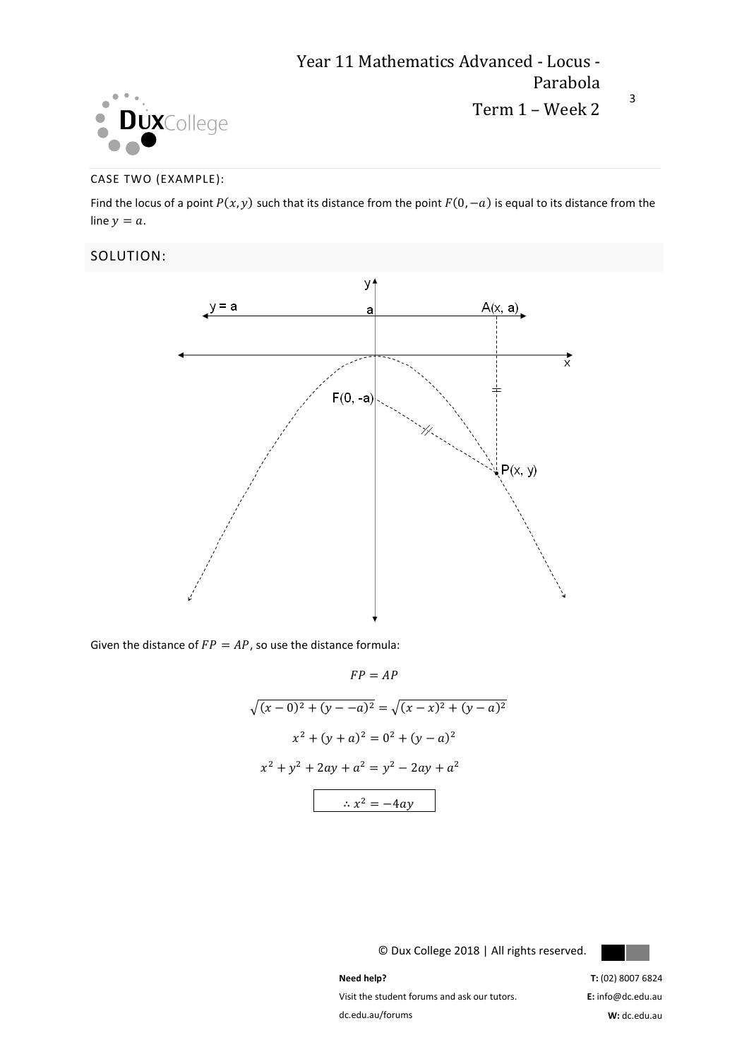CASE TWO (EXAMPLE):

Find the locus of a point $P(x, y)$ such that its distance from the point $F(0, -a)$ is equal to its distance from the line $y = a$.

## SOLUTION:

y

y = a

a

A(x, a)

x

F(0, -a)

P(x, y)

Given the distance of $FP = AP$, so use the distance formula:

$$FP = AP$$

$$\sqrt{(x-0)^2 + (y - -a)^2} = \sqrt{(x-x)^2 + (y-a)^2}$$

$$x^2 + (y+a)^2 = 0^2 + (y-a)^2$$

$$x^2 + y^2 + 2ay + a^2 = y^2 - 2ay + a^2$$

$$\therefore x^2 = -4ay$$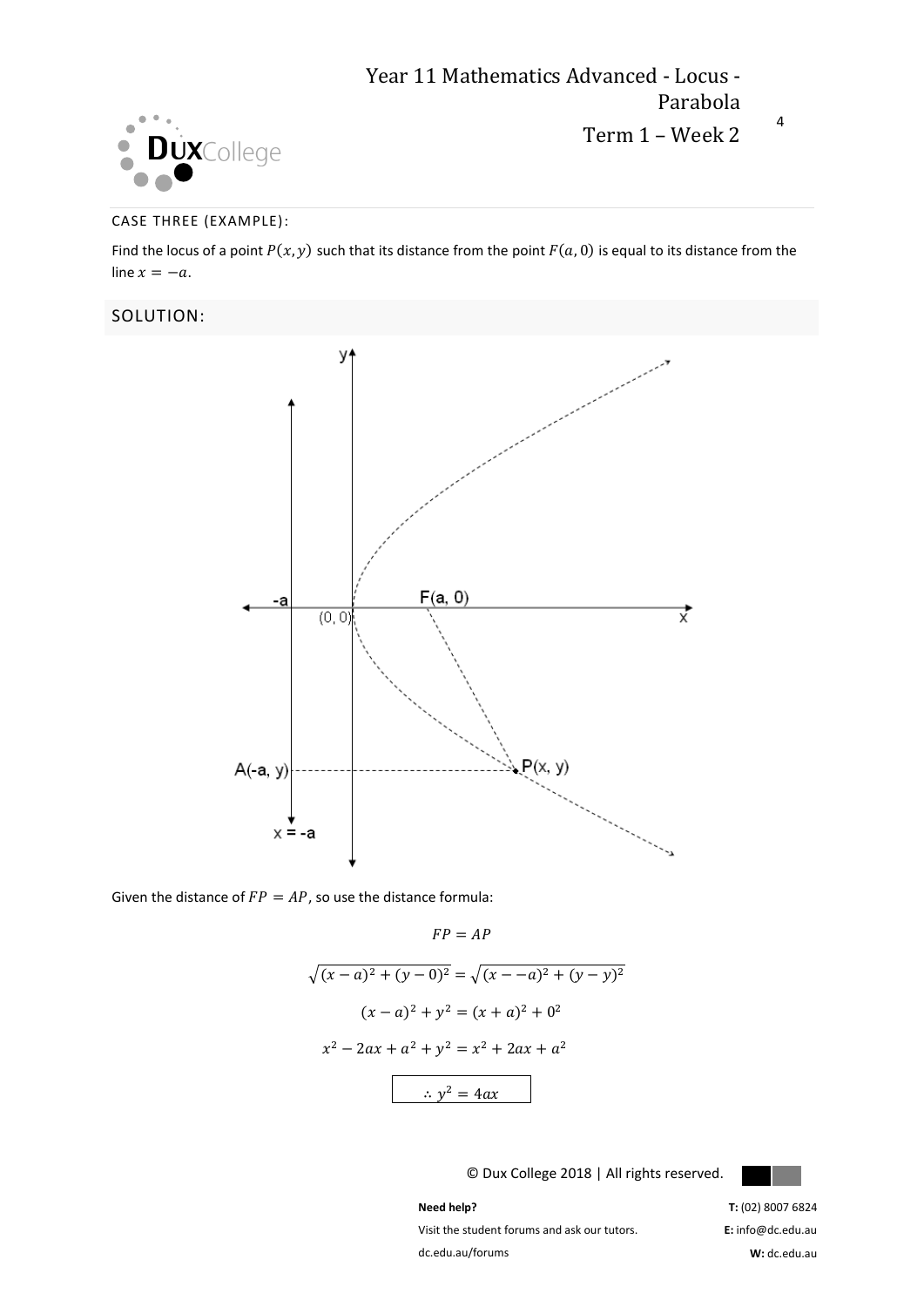CASE THREE (EXAMPLE):

Find the locus of a point $P(x, y)$ such that its distance from the point $F(a, 0)$ is equal to its distance from the line $x = -a$.

## SOLUTION:

y

x

-a

(0, 0)

F(a, 0)

A(-a, y)

P(x, y)

x = -a

Given the distance of $FP = AP$, so use the distance formula:

$$FP = AP$$

$$\sqrt{(x-a)^2 + (y-0)^2} = \sqrt{(x--a)^2 + (y-y)^2}$$

$$(x-a)^2 + y^2 = (x+a)^2 + 0^2$$

$$x^2 - 2ax + a^2 + y^2 = x^2 + 2ax + a^2$$

$$\therefore y^2 = 4ax$$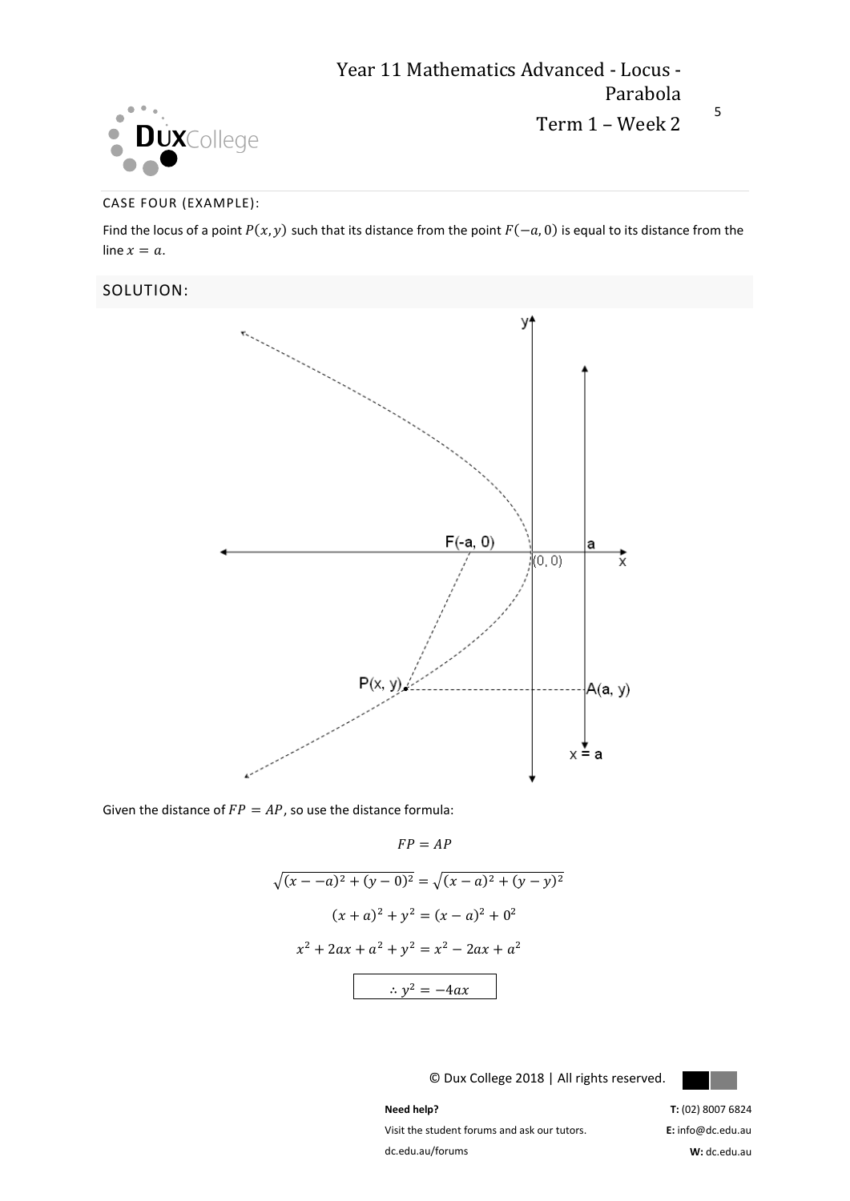CASE FOUR (EXAMPLE):

Find the locus of a point $P(x, y)$ such that its distance from the point $F(-a, 0)$ is equal to its distance from the line $x = a$.

## SOLUTION:

y

F(-a, 0)

a

(0, 0)

x

P(x, y)

A(a, y)

x = a

Given the distance of $FP = AP$, so use the distance formula:

$$FP = AP$$

$$\sqrt{(x - -a)^2 + (y - 0)^2} = \sqrt{(x - a)^2 + (y - y)^2}$$

$$(x + a)^2 + y^2 = (x - a)^2 + 0^2$$

$$x^2 + 2ax + a^2 + y^2 = x^2 - 2ax + a^2$$

$$\therefore y^2 = -4ax$$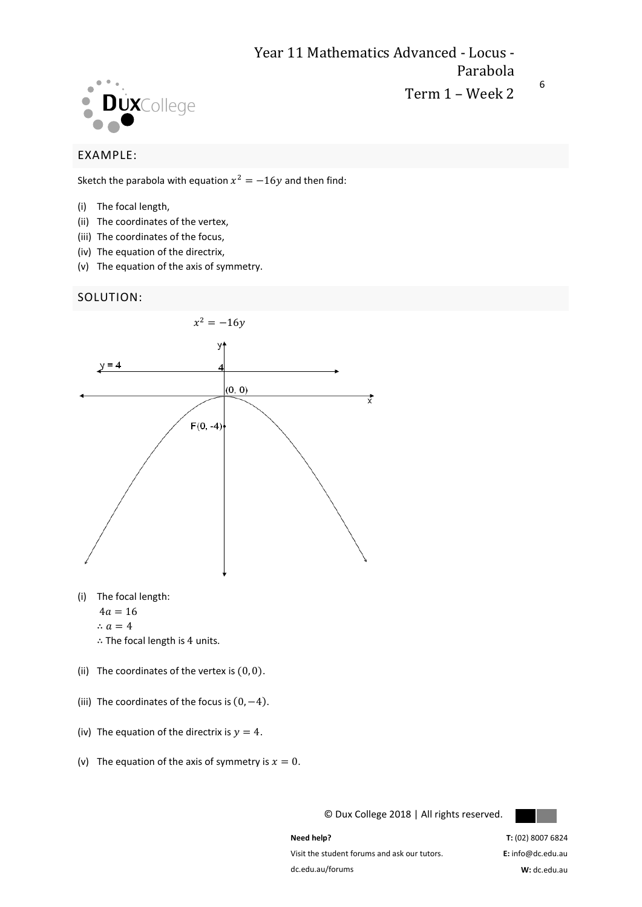## EXAMPLE:

Sketch the parabola with equation $x^2 = -16y$ and then find:

(i) The focal length,
(ii) The coordinates of the vertex,
(iii) The coordinates of the focus,
(iv) The equation of the directrix,
(v) The equation of the axis of symmetry.

## SOLUTION:

$x^2 = -16y$

y
y = 4
4
(0, 0)
x
F(0, -4)

(i) The focal length:

$4a = 16$

$\therefore a = 4$

$\therefore$ The focal length is 4 units.

(ii) The coordinates of the vertex is $(0, 0)$.

(iii) The coordinates of the focus is $(0, -4)$.

(iv) The equation of the directrix is $y = 4$.

(v) The equation of the axis of symmetry is $x = 0$.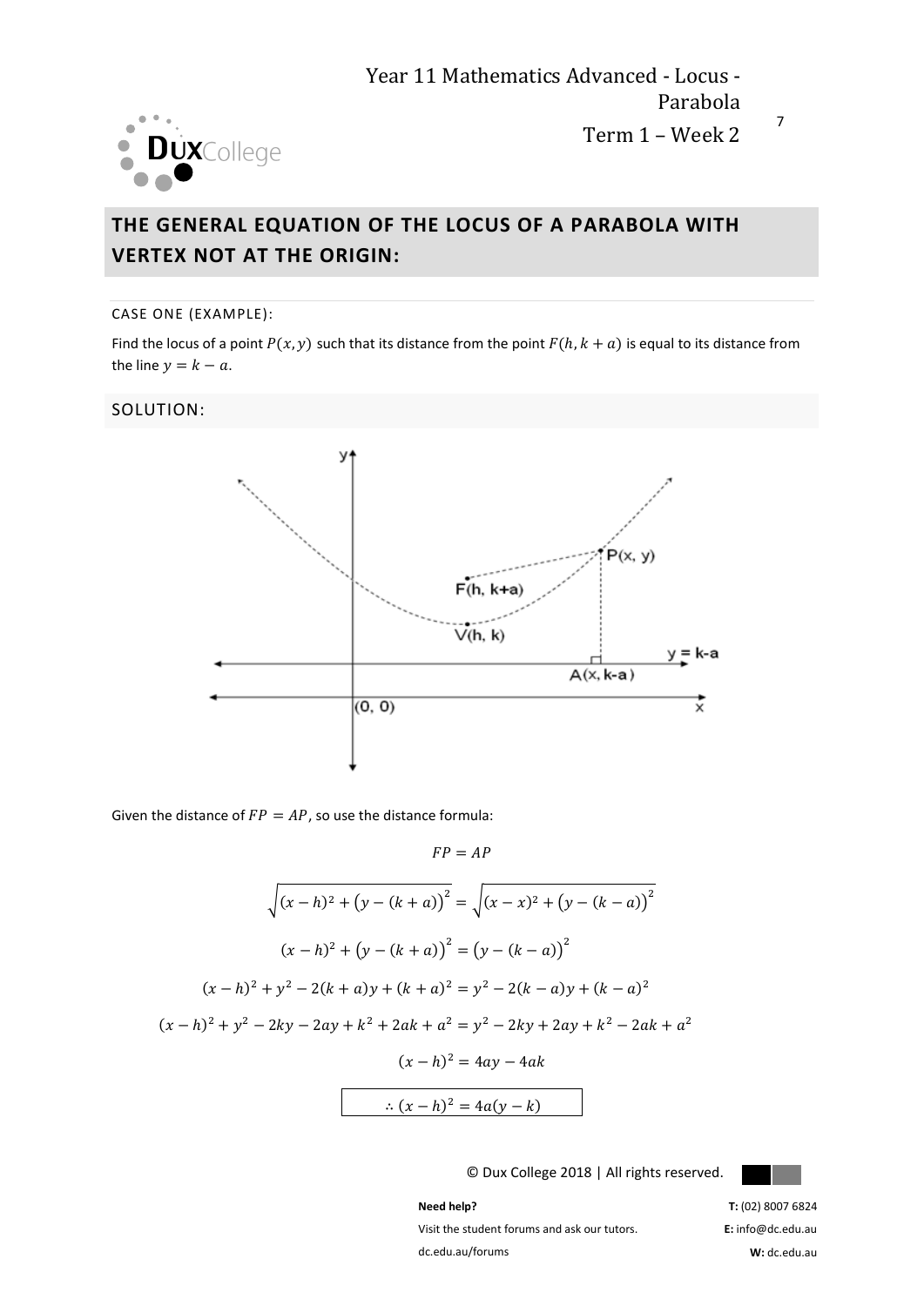## THE GENERAL EQUATION OF THE LOCUS OF A PARABOLA WITH VERTEX NOT AT THE ORIGIN:

CASE ONE (EXAMPLE):

Find the locus of a point $P(x, y)$ such that its distance from the point $F(h, k + a)$ is equal to its distance from the line $y = k - a$.

### SOLUTION:

y

P(x, y)

F(h, k+a)

V(h, k)

y = k-a

A(x, k-a)

(0, 0)

x

Given the distance of $FP = AP$, so use the distance formula:

$$FP = AP$$

$$\sqrt{(x-h)^2 + \big(y-(k+a)\big)^2} = \sqrt{(x-x)^2 + \big(y-(k-a)\big)^2}$$

$$(x-h)^2 + \big(y-(k+a)\big)^2 = \big(y-(k-a)\big)^2$$

$$(x-h)^2 + y^2 - 2(k+a)y + (k+a)^2 = y^2 - 2(k-a)y + (k-a)^2$$

$$(x-h)^2 + y^2 - 2ky - 2ay + k^2 + 2ak + a^2 = y^2 - 2ky + 2ay + k^2 - 2ak + a^2$$

$$(x-h)^2 = 4ay - 4ak$$

$$\therefore (x-h)^2 = 4a(y-k)$$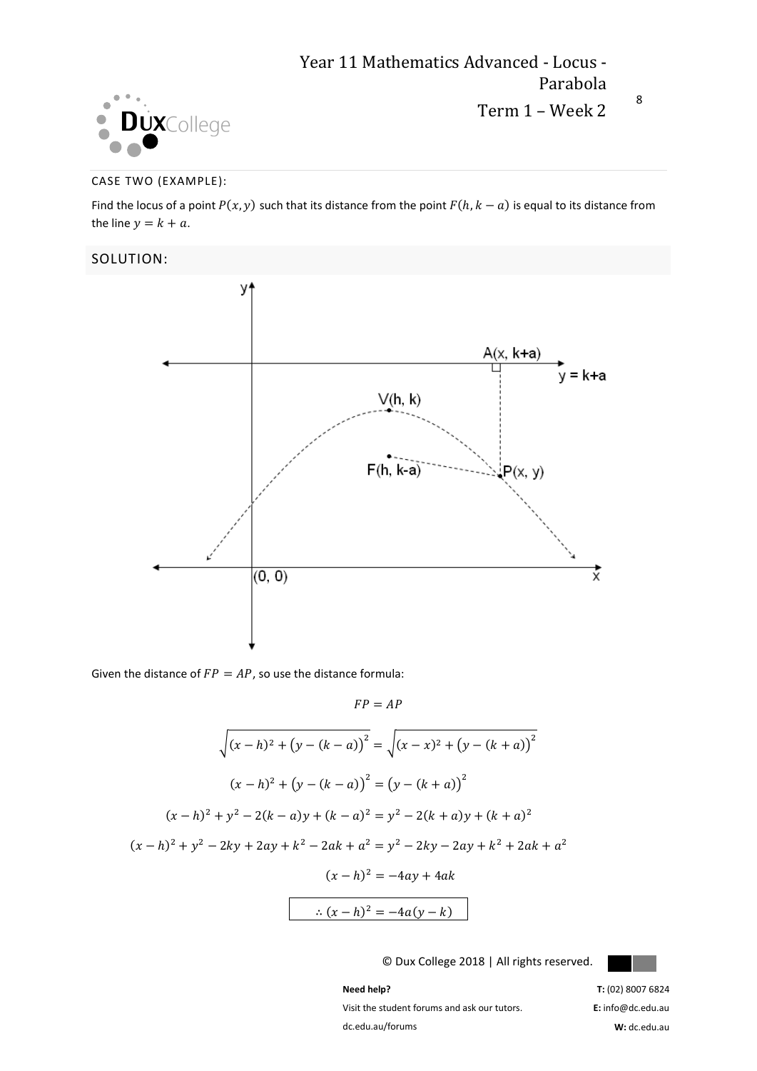CASE TWO (EXAMPLE):

Find the locus of a point $P(x, y)$ such that its distance from the point $F(h, k-a)$ is equal to its distance from the line $y = k + a$.

## SOLUTION:

y

A(x, k+a)

y = k+a

V(h, k)

F(h, k-a)

P(x, y)

(0, 0)

x

Given the distance of $FP = AP$, so use the distance formula:

$$FP = AP$$

$$\sqrt{(x-h)^2 + \big(y-(k-a)\big)^2} = \sqrt{(x-x)^2 + \big(y-(k+a)\big)^2}$$

$$(x-h)^2 + \big(y-(k-a)\big)^2 = \big(y-(k+a)\big)^2$$

$$(x-h)^2 + y^2 - 2(k-a)y + (k-a)^2 = y^2 - 2(k+a)y + (k+a)^2$$

$$(x-h)^2 + y^2 - 2ky + 2ay + k^2 - 2ak + a^2 = y^2 - 2ky - 2ay + k^2 + 2ak + a^2$$

$$(x-h)^2 = -4ay + 4ak$$

$$\therefore (x-h)^2 = -4a(y-k)$$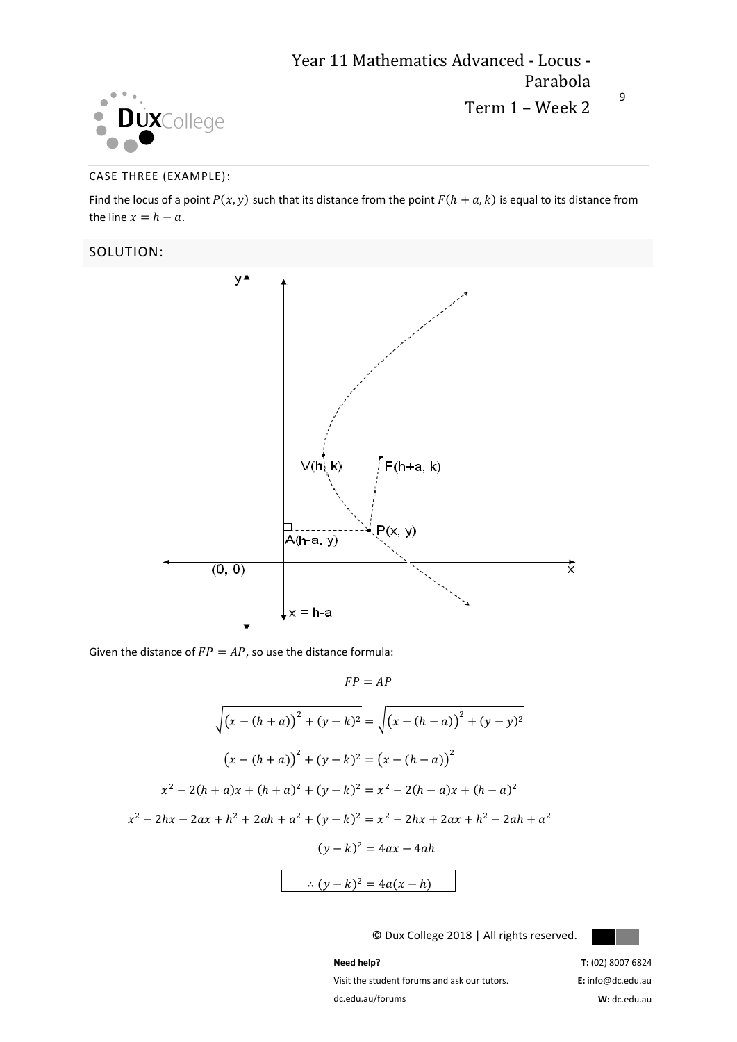CASE THREE (EXAMPLE):

Find the locus of a point $P(x, y)$ such that its distance from the point $F(h + a, k)$ is equal to its distance from the line $x = h - a$.

## SOLUTION:

y

V(h, k)

F(h+a, k)

P(x, y)

A(h-a, y)

(0, 0)

x

x = h-a

Given the distance of $FP = AP$, so use the distance formula:

$$FP = AP$$

$$\sqrt{\left(x - (h + a)\right)^2 + (y - k)^2} = \sqrt{\left(x - (h - a)\right)^2 + (y - y)^2}$$

$$\left(x - (h + a)\right)^2 + (y - k)^2 = \left(x - (h - a)\right)^2$$

$$x^2 - 2(h + a)x + (h + a)^2 + (y - k)^2 = x^2 - 2(h - a)x + (h - a)^2$$

$$x^2 - 2hx - 2ax + h^2 + 2ah + a^2 + (y - k)^2 = x^2 - 2hx + 2ax + h^2 - 2ah + a^2$$

$$(y - k)^2 = 4ax - 4ah$$

$$\therefore (y - k)^2 = 4a(x - h)$$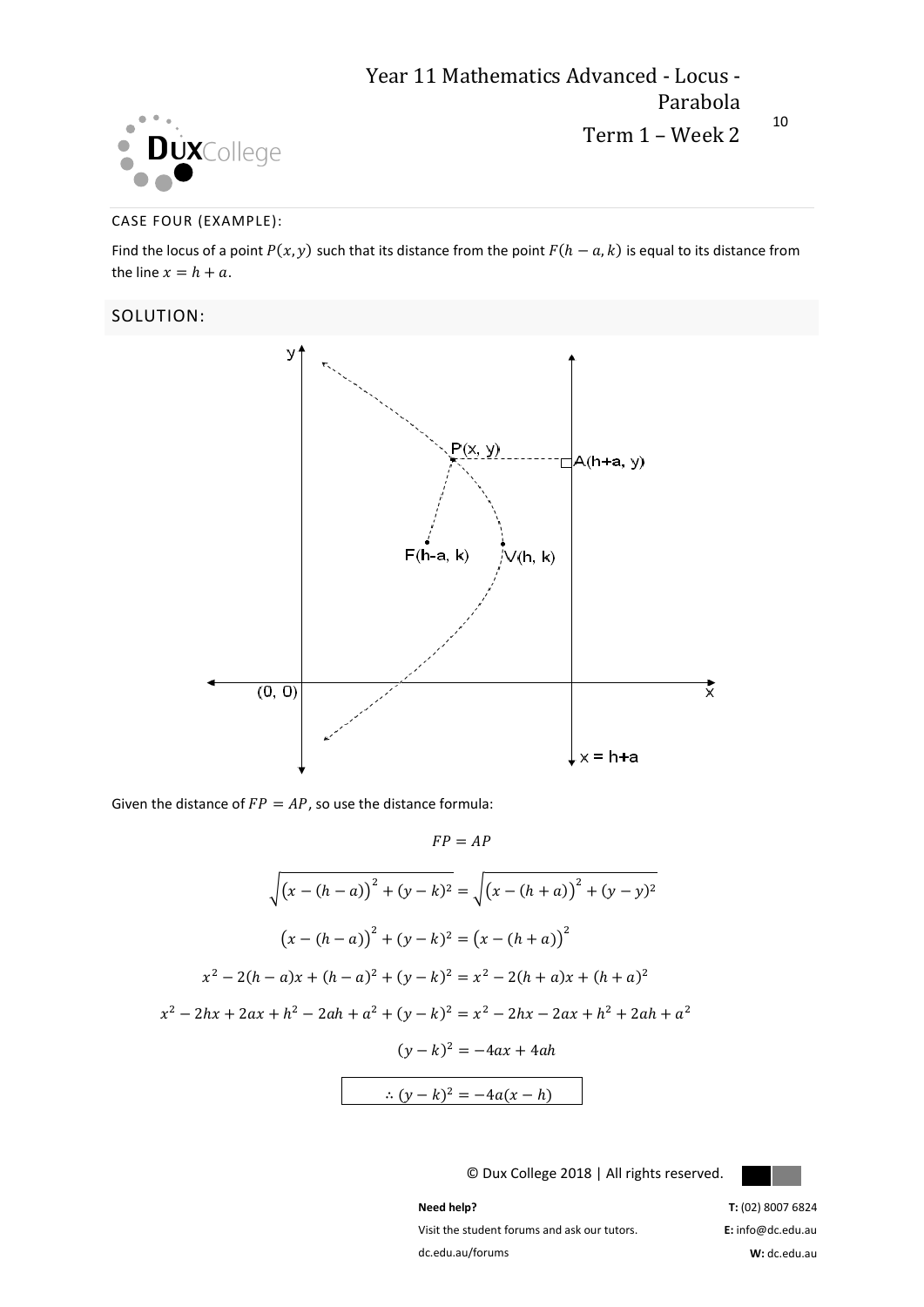CASE FOUR (EXAMPLE):

Find the locus of a point $P(x, y)$ such that its distance from the point $F(h - a, k)$ is equal to its distance from the line $x = h + a$.

## SOLUTION:

y

P(x, y)

A(h+a, y)

F(h-a, k)

V(h, k)

(0, 0)

x

x = h+a

Given the distance of $FP = AP$, so use the distance formula:

$$FP = AP$$

$$\sqrt{\left(x - (h - a)\right)^2 + (y - k)^2} = \sqrt{\left(x - (h + a)\right)^2 + (y - y)^2}$$

$$\left(x - (h - a)\right)^2 + (y - k)^2 = \left(x - (h + a)\right)^2$$

$$x^2 - 2(h - a)x + (h - a)^2 + (y - k)^2 = x^2 - 2(h + a)x + (h + a)^2$$

$$x^2 - 2hx + 2ax + h^2 - 2ah + a^2 + (y - k)^2 = x^2 - 2hx - 2ax + h^2 + 2ah + a^2$$

$$(y - k)^2 = -4ax + 4ah$$

$$\therefore (y - k)^2 = -4a(x - h)$$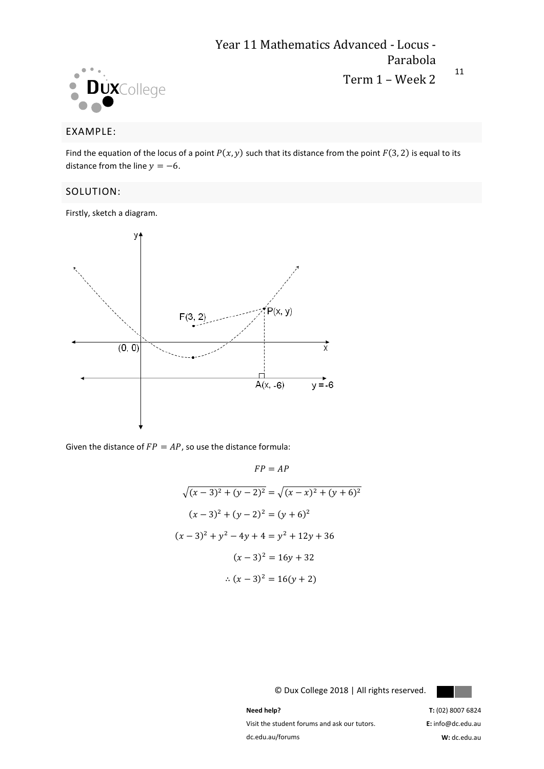## EXAMPLE:

Find the equation of the locus of a point $P(x, y)$ such that its distance from the point $F(3, 2)$ is equal to its distance from the line $y = -6$.

## SOLUTION:

Firstly, sketch a diagram.

y

F(3, 2)

P(x, y)

(0, 0)

x

A(x, -6)

y = -6

Given the distance of $FP = AP$, so use the distance formula:

$$FP = AP$$

$$\sqrt{(x-3)^2 + (y-2)^2} = \sqrt{(x-x)^2 + (y+6)^2}$$

$$(x-3)^2 + (y-2)^2 = (y+6)^2$$

$$(x-3)^2 + y^2 - 4y + 4 = y^2 + 12y + 36$$

$$(x-3)^2 = 16y + 32$$

$$\therefore (x-3)^2 = 16(y+2)$$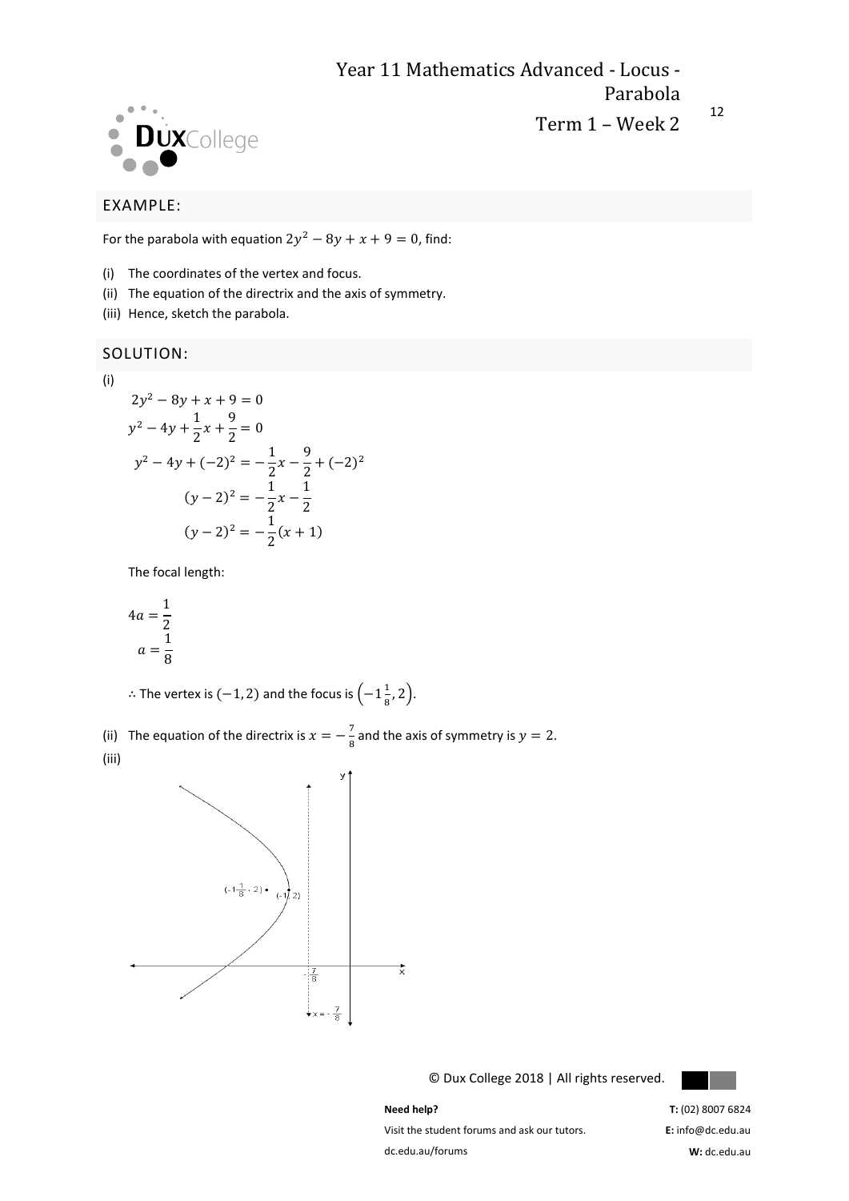## EXAMPLE:

For the parabola with equation $2y^2 - 8y + x + 9 = 0$, find:

(i) The coordinates of the vertex and focus.

(ii) The equation of the directrix and the axis of symmetry.

(iii) Hence, sketch the parabola.

## SOLUTION:

(i)

$$
\begin{aligned}
2y^2 - 8y + x + 9 &= 0 \\
y^2 - 4y + \frac{1}{2}x + \frac{9}{2} &= 0 \\
y^2 - 4y + (-2)^2 &= -\frac{1}{2}x - \frac{9}{2} + (-2)^2 \\
(y-2)^2 &= -\frac{1}{2}x - \frac{1}{2} \\
(y-2)^2 &= -\frac{1}{2}(x+1)
\end{aligned}
$$

The focal length:

$$
\begin{aligned}
4a &= \frac{1}{2} \\
a &= \frac{1}{8}
\end{aligned}
$$

$\therefore$ The vertex is $(-1, 2)$ and the focus is $\left(-1\frac{1}{8}, 2\right)$.

(ii) The equation of the directrix is $x = -\frac{7}{8}$ and the axis of symmetry is $y = 2$.

(iii)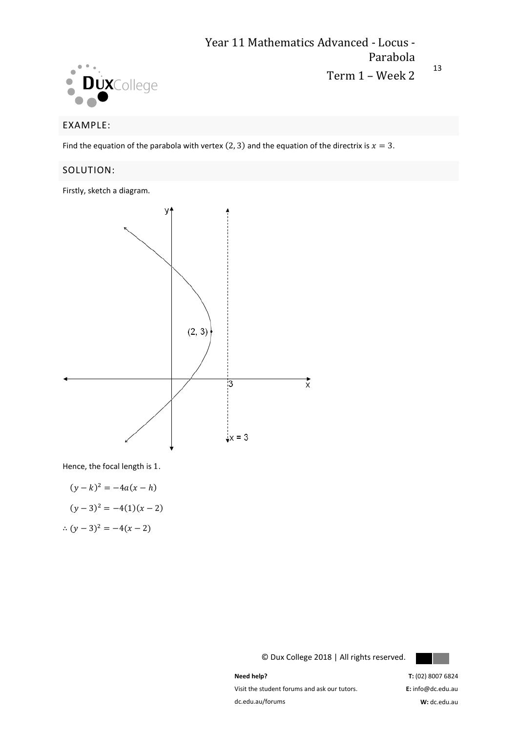## EXAMPLE:

Find the equation of the parabola with vertex $(2, 3)$ and the equation of the directrix is $x = 3$.

## SOLUTION:

Firstly, sketch a diagram.

y

(2, 3)

3

x

x = 3

Hence, the focal length is 1.

$(y - k)^2 = -4a(x - h)$

$(y - 3)^2 = -4(1)(x - 2)$

$\therefore (y - 3)^2 = -4(x - 2)$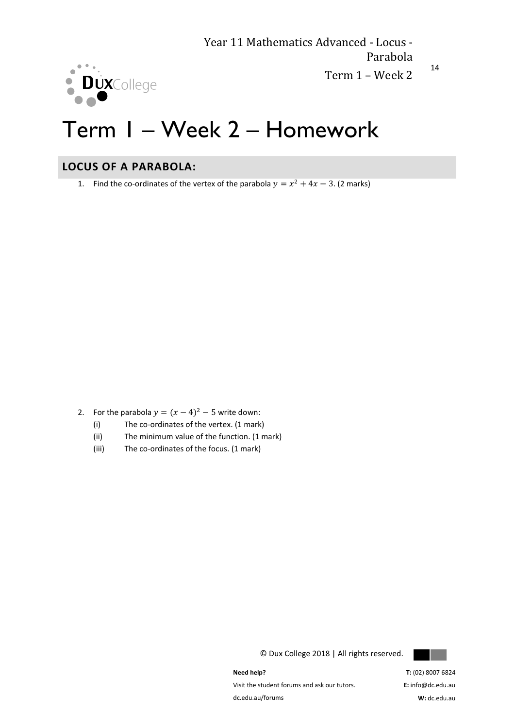# Term 1 – Week 2 – Homework

## LOCUS OF A PARABOLA:

1. Find the co-ordinates of the vertex of the parabola $y = x^2 + 4x - 3$. (2 marks)

2. For the parabola $y = (x - 4)^2 - 5$ write down:
   (i) The co-ordinates of the vertex. (1 mark)
   (ii) The minimum value of the function. (1 mark)
   (iii) The co-ordinates of the focus. (1 mark)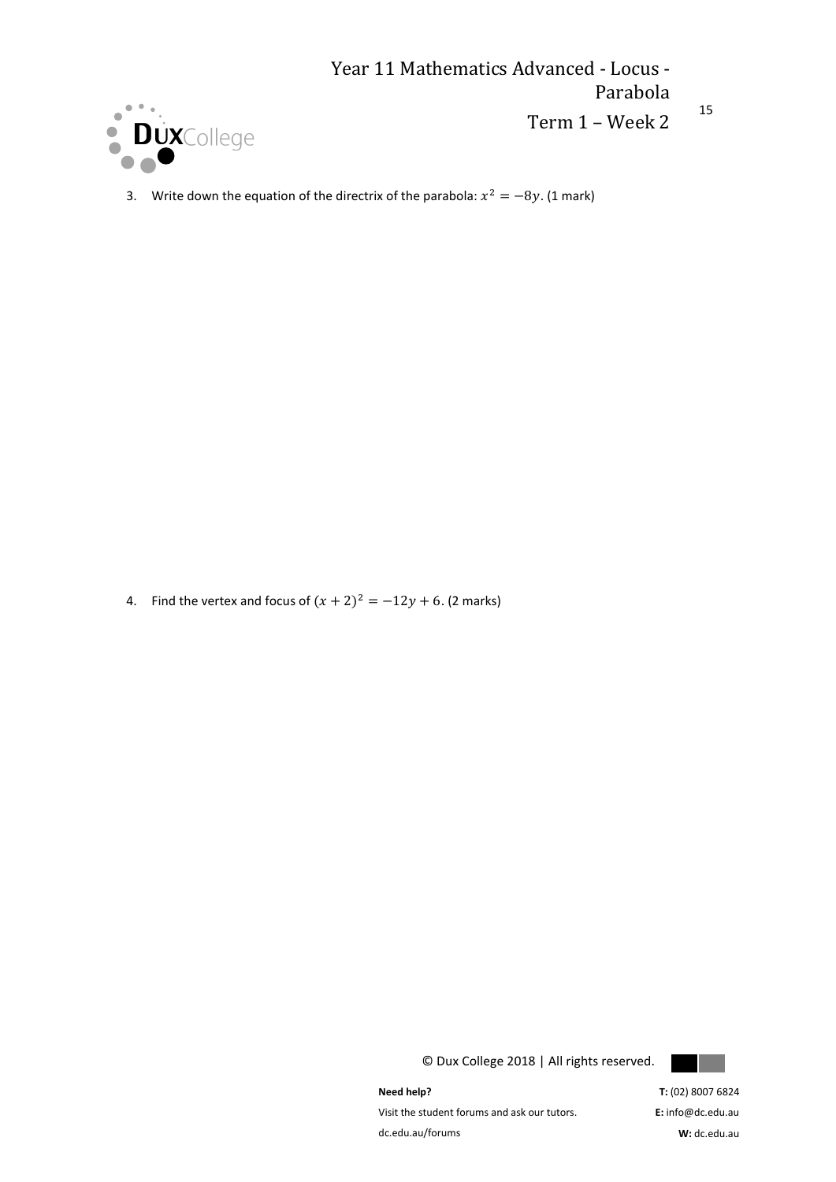3. Write down the equation of the directrix of the parabola: $x^2 = -8y$. (1 mark)

4. Find the vertex and focus of $(x + 2)^2 = -12y + 6$. (2 marks)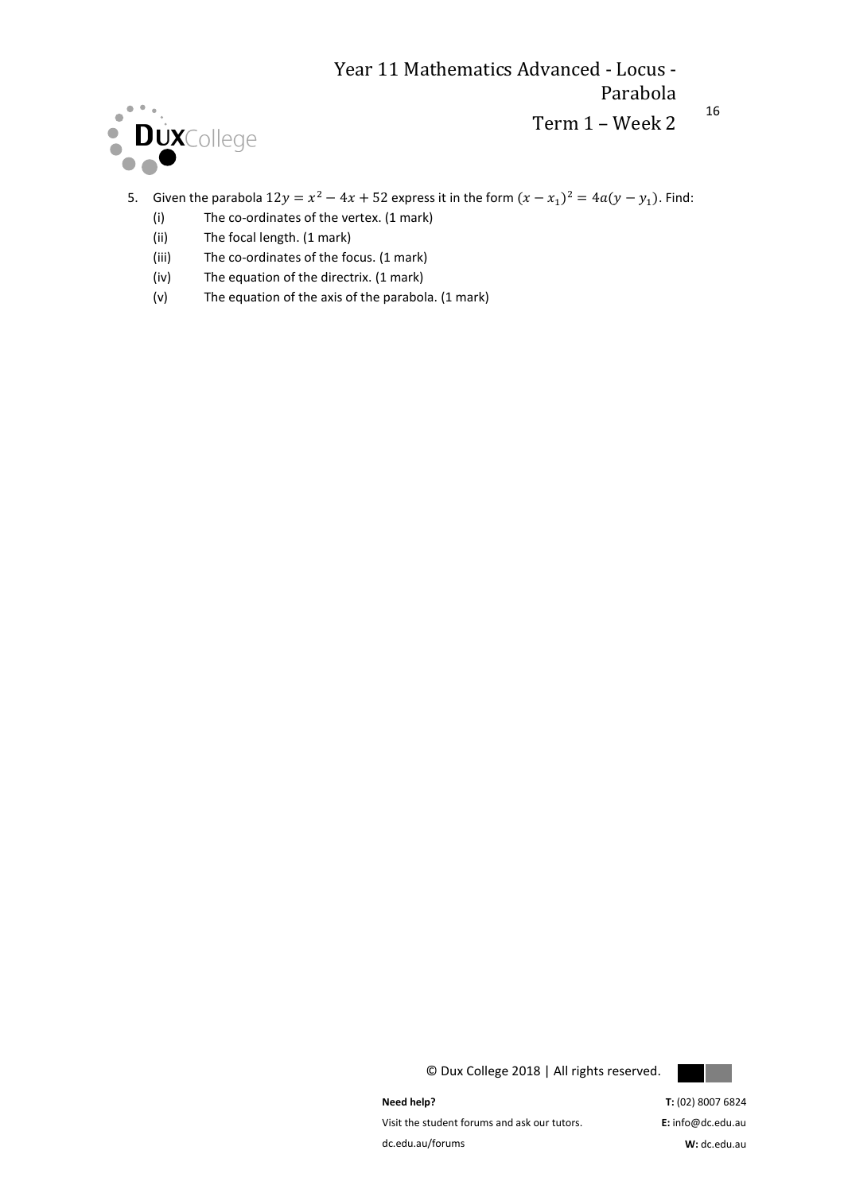5. Given the parabola $12y = x^2 - 4x + 52$ express it in the form $(x - x_1)^2 = 4a(y - y_1)$. Find:
   (i) The co-ordinates of the vertex. (1 mark)
   (ii) The focal length. (1 mark)
   (iii) The co-ordinates of the focus. (1 mark)
   (iv) The equation of the directrix. (1 mark)
   (v) The equation of the axis of the parabola. (1 mark)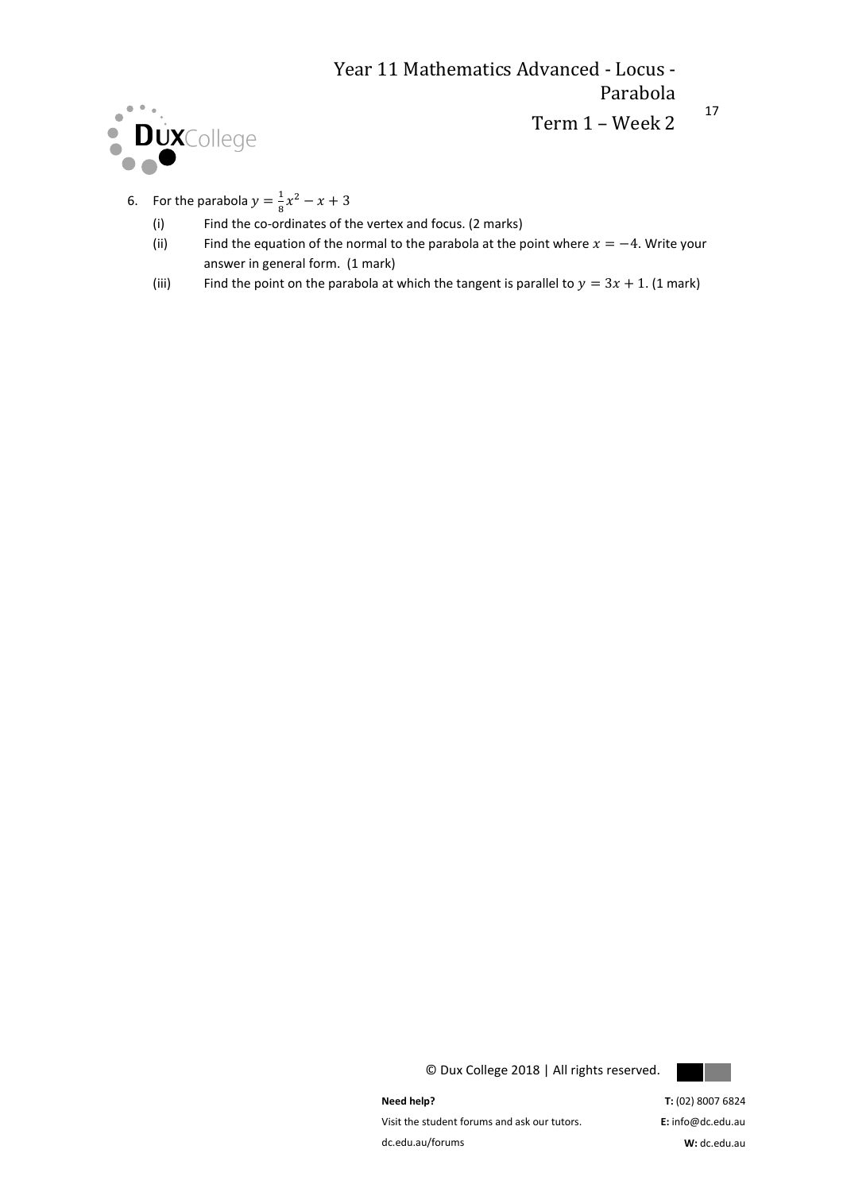6. For the parabola $y = \frac{1}{8}x^2 - x + 3$

   (i) Find the co-ordinates of the vertex and focus. (2 marks)

   (ii) Find the equation of the normal to the parabola at the point where $x = -4$. Write your answer in general form. (1 mark)

   (iii) Find the point on the parabola at which the tangent is parallel to $y = 3x + 1$. (1 mark)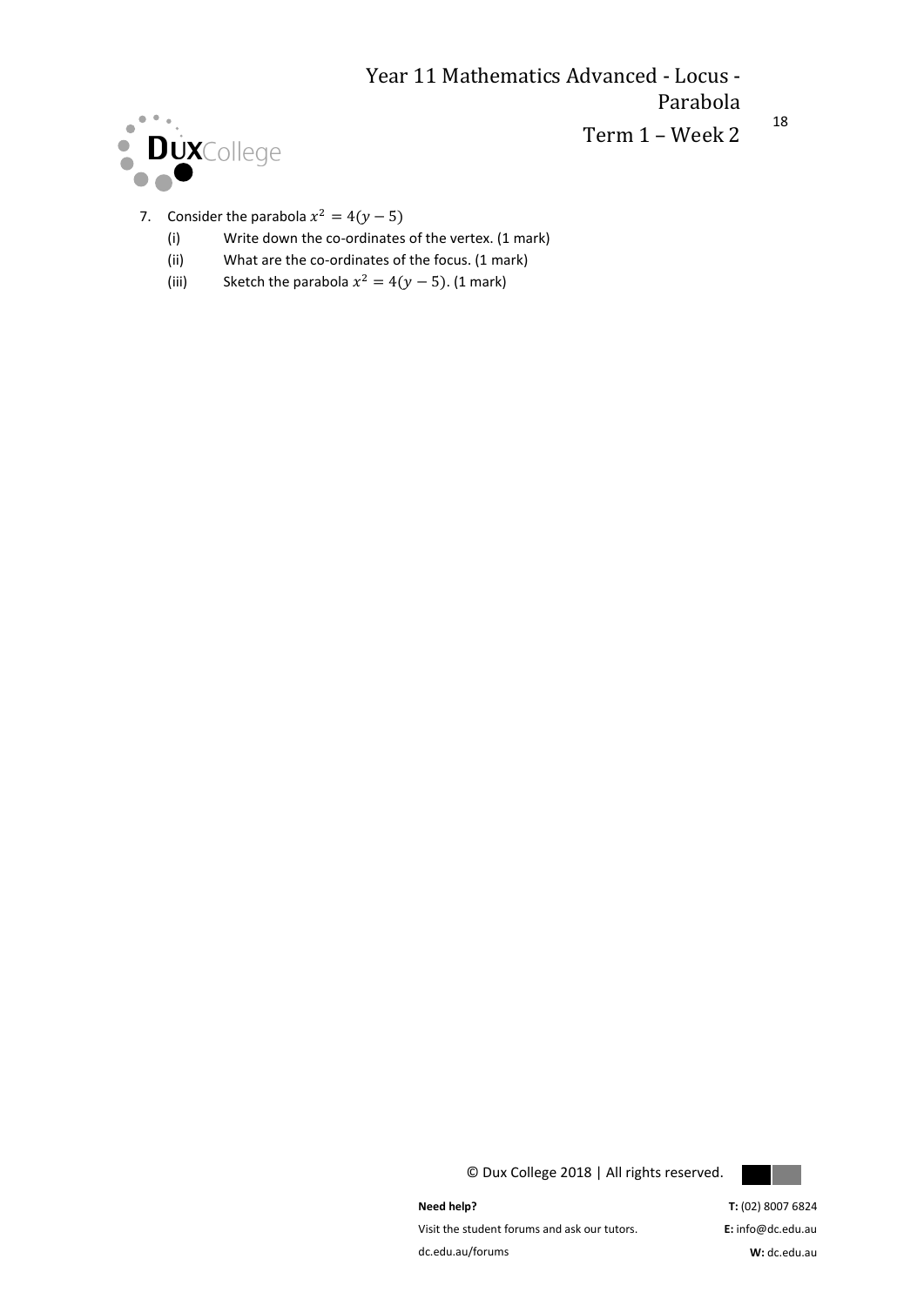7. Consider the parabola $x^2 = 4(y - 5)$
   (i) Write down the co-ordinates of the vertex. (1 mark)
   (ii) What are the co-ordinates of the focus. (1 mark)
   (iii) Sketch the parabola $x^2 = 4(y - 5)$. (1 mark)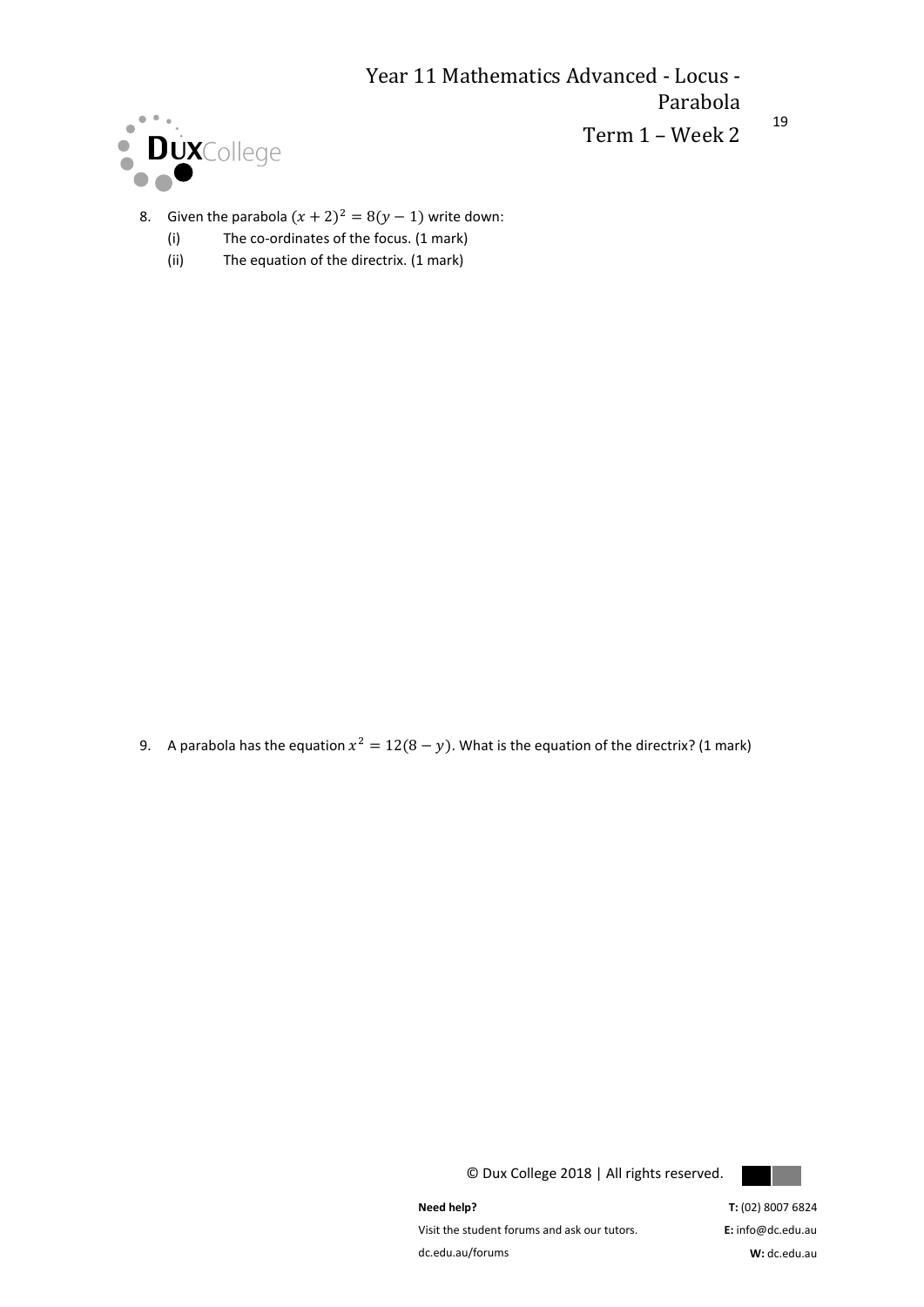8. Given the parabola $(x+2)^2 = 8(y-1)$ write down:
   (i) The co-ordinates of the focus. (1 mark)
   (ii) The equation of the directrix. (1 mark)

9. A parabola has the equation $x^2 = 12(8-y)$. What is the equation of the directrix? (1 mark)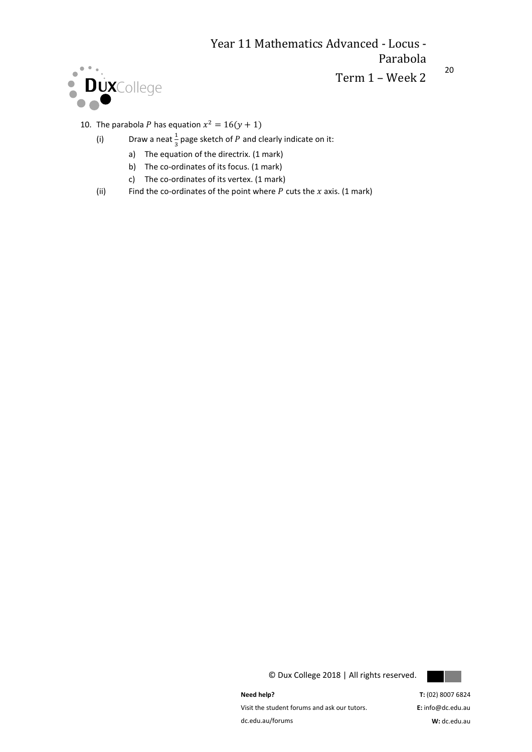10. The parabola $P$ has equation $x^2 = 16(y + 1)$

    (i) Draw a neat $\frac{1}{3}$ page sketch of $P$ and clearly indicate on it:

    a) The equation of the directrix. (1 mark)

    b) The co-ordinates of its focus. (1 mark)

    c) The co-ordinates of its vertex. (1 mark)

    (ii) Find the co-ordinates of the point where $P$ cuts the $x$ axis. (1 mark)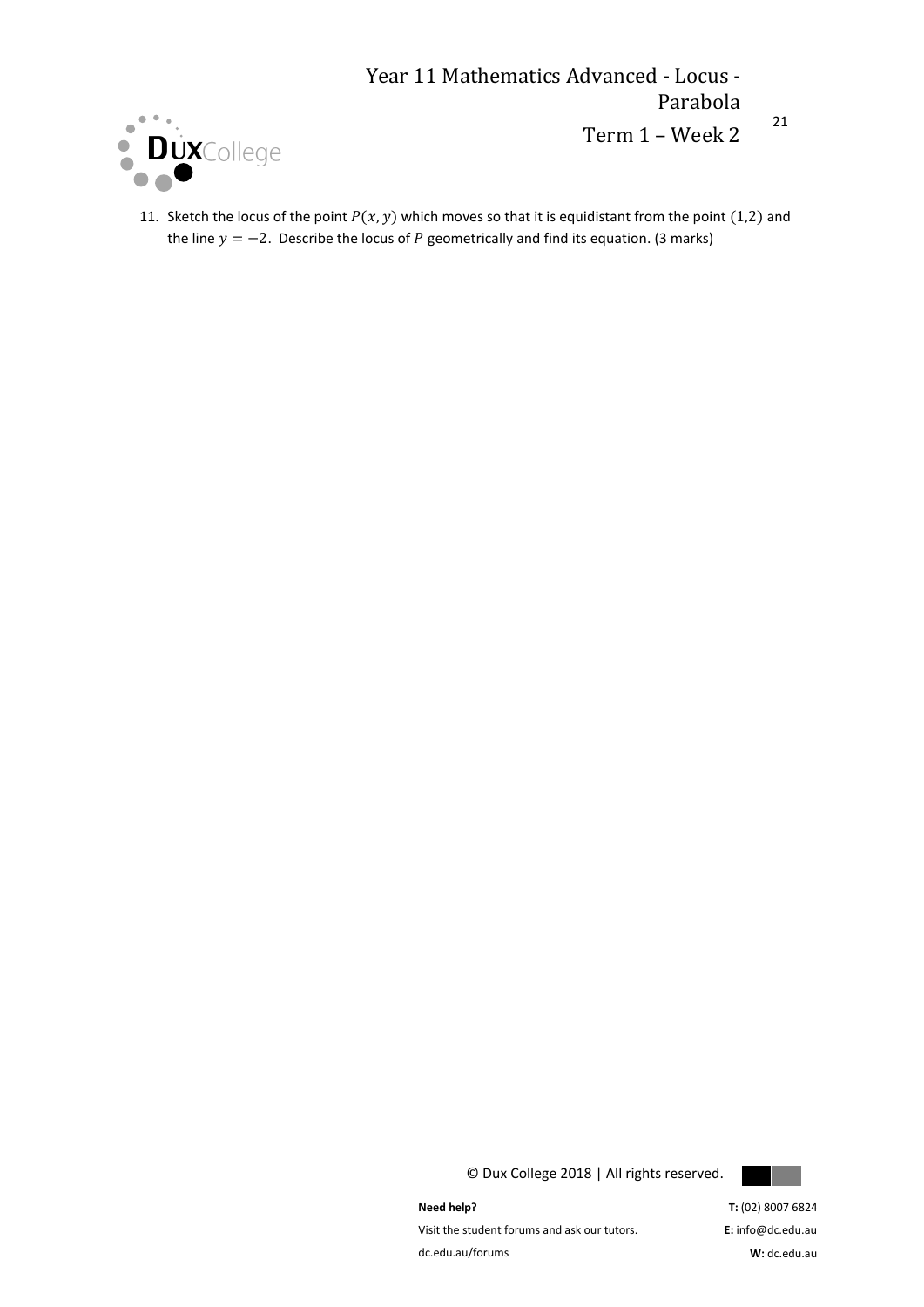11. Sketch the locus of the point $P(x, y)$ which moves so that it is equidistant from the point $(1,2)$ and the line $y = -2$. Describe the locus of $P$ geometrically and find its equation. (3 marks)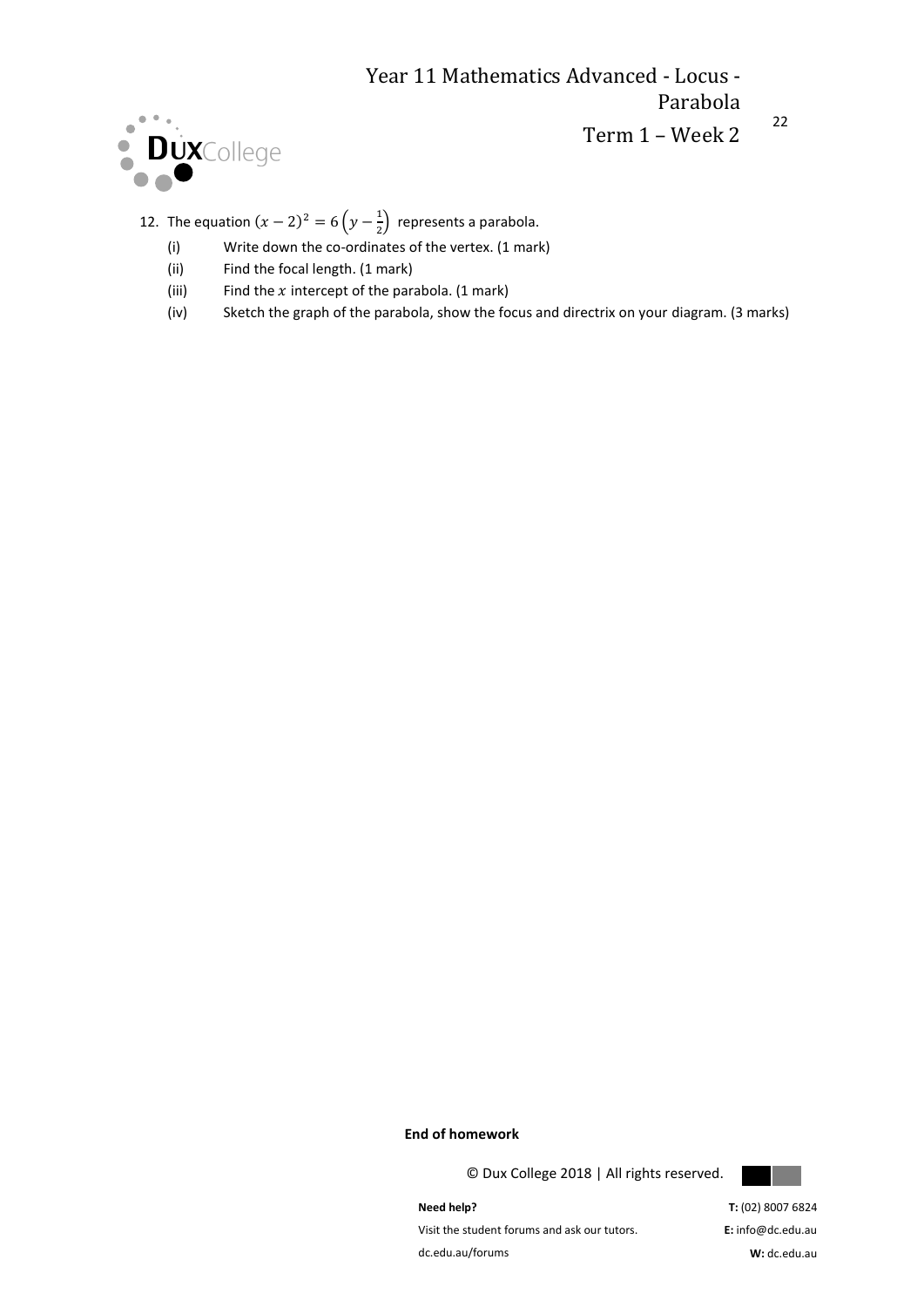12. The equation $(x-2)^2 = 6\left(y - \frac{1}{2}\right)$ represents a parabola.
    (i) Write down the co-ordinates of the vertex. (1 mark)
    (ii) Find the focal length. (1 mark)
    (iii) Find the $x$ intercept of the parabola. (1 mark)
    (iv) Sketch the graph of the parabola, show the focus and directrix on your diagram. (3 marks)

**End of homework**

© Dux College 2018 | All rights reserved.

**Need help?**

Visit the student forums and ask our tutors.

dc.edu.au/forums

**T:** (02) 8007 6824

**E:** info@dc.edu.au

**W:** dc.edu.au